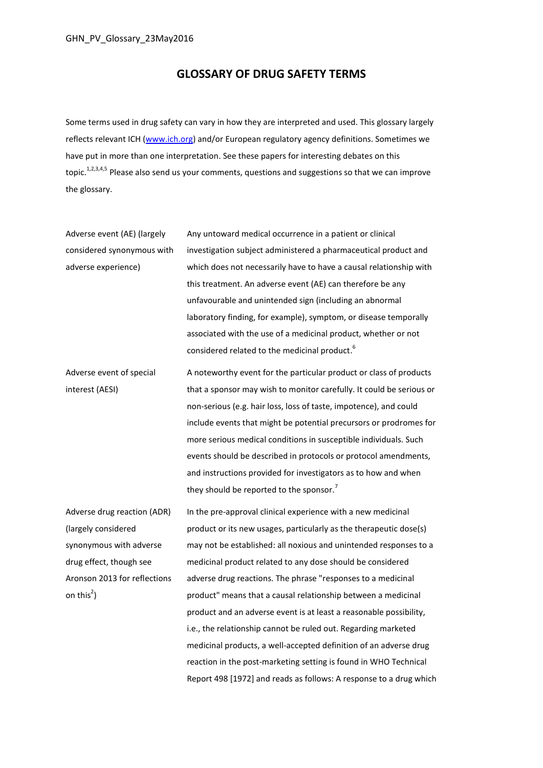# GLOSSARY OF DRUG SAFETY TERMS

Some terms used in drug safety can vary in how they are interpreted and used. This glossary largely reflects relevant ICH (www.ich.org) and/or European regulatory agency definitions. Sometimes we have put in more than one interpretation. See these papers for interesting debates on this topic.[1,2,3,4,5] Please also send us your comments, questions and suggestions so that we can improve the glossary.

| Term | Definition |
|---|---|
| Adverse event (AE) (largely considered synonymous with adverse experience) | Any untoward medical occurrence in a patient or clinical investigation subject administered a pharmaceutical product and which does not necessarily have to have a causal relationship with this treatment. An adverse event (AE) can therefore be any unfavourable and unintended sign (including an abnormal laboratory finding, for example), symptom, or disease temporally associated with the use of a medicinal product, whether or not considered related to the medicinal product.[6] |
| Adverse event of special interest (AESI) | A noteworthy event for the particular product or class of products that a sponsor may wish to monitor carefully. It could be serious or non-serious (e.g. hair loss, loss of taste, impotence), and could include events that might be potential precursors or prodromes for more serious medical conditions in susceptible individuals. Such events should be described in protocols or protocol amendments, and instructions provided for investigators as to how and when they should be reported to the sponsor.[7] |
| Adverse drug reaction (ADR) (largely considered synonymous with adverse drug effect, though see Aronson 2013 for reflections on this[2]) | In the pre-approval clinical experience with a new medicinal product or its new usages, particularly as the therapeutic dose(s) may not be established: all noxious and unintended responses to a medicinal product related to any dose should be considered adverse drug reactions. The phrase "responses to a medicinal product" means that a causal relationship between a medicinal product and an adverse event is at least a reasonable possibility, i.e., the relationship cannot be ruled out. Regarding marketed medicinal products, a well-accepted definition of an adverse drug reaction in the post-marketing setting is found in WHO Technical Report 498 [1972] and reads as follows: A response to a drug which |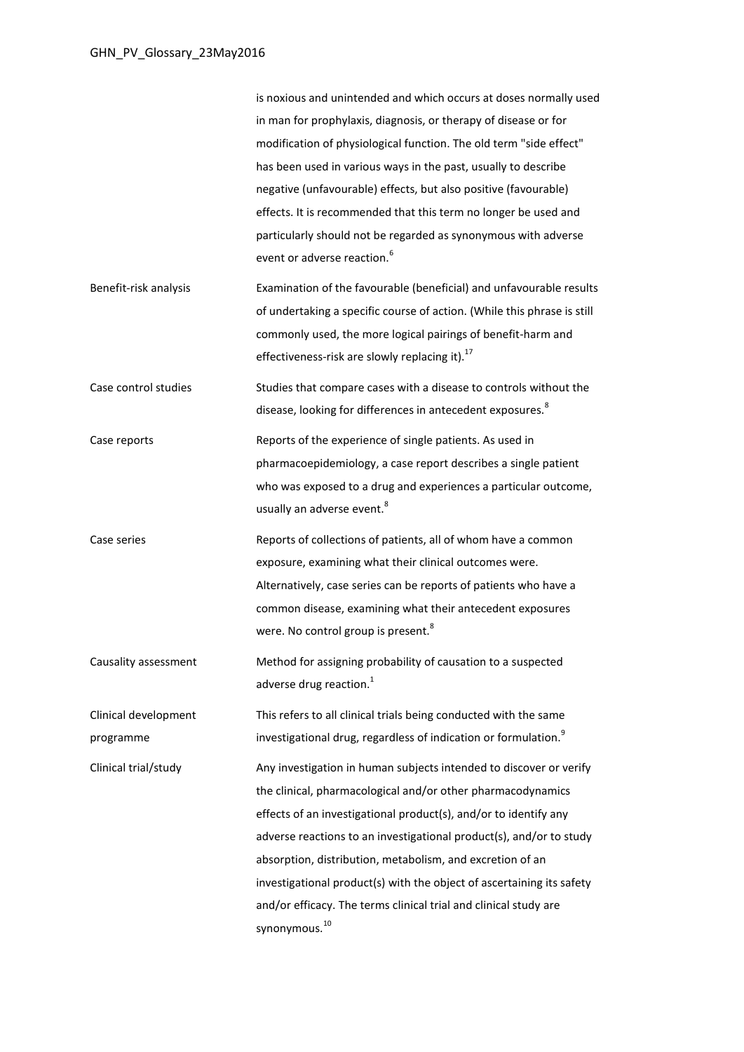| | |
|---|---|
| | is noxious and unintended and which occurs at doses normally used in man for prophylaxis, diagnosis, or therapy of disease or for modification of physiological function. The old term "side effect" has been used in various ways in the past, usually to describe negative (unfavourable) effects, but also positive (favourable) effects. It is recommended that this term no longer be used and particularly should not be regarded as synonymous with adverse event or adverse reaction.[6] |
| Benefit-risk analysis | Examination of the favourable (beneficial) and unfavourable results of undertaking a specific course of action. (While this phrase is still commonly used, the more logical pairings of benefit-harm and effectiveness-risk are slowly replacing it).[17] |
| Case control studies | Studies that compare cases with a disease to controls without the disease, looking for differences in antecedent exposures.[8] |
| Case reports | Reports of the experience of single patients. As used in pharmacoepidemiology, a case report describes a single patient who was exposed to a drug and experiences a particular outcome, usually an adverse event.[8] |
| Case series | Reports of collections of patients, all of whom have a common exposure, examining what their clinical outcomes were. Alternatively, case series can be reports of patients who have a common disease, examining what their antecedent exposures were. No control group is present.[8] |
| Causality assessment | Method for assigning probability of causation to a suspected adverse drug reaction.[1] |
| Clinical development programme | This refers to all clinical trials being conducted with the same investigational drug, regardless of indication or formulation.[9] |
| Clinical trial/study | Any investigation in human subjects intended to discover or verify the clinical, pharmacological and/or other pharmacodynamics effects of an investigational product(s), and/or to identify any adverse reactions to an investigational product(s), and/or to study absorption, distribution, metabolism, and excretion of an investigational product(s) with the object of ascertaining its safety and/or efficacy. The terms clinical trial and clinical study are synonymous.[10] |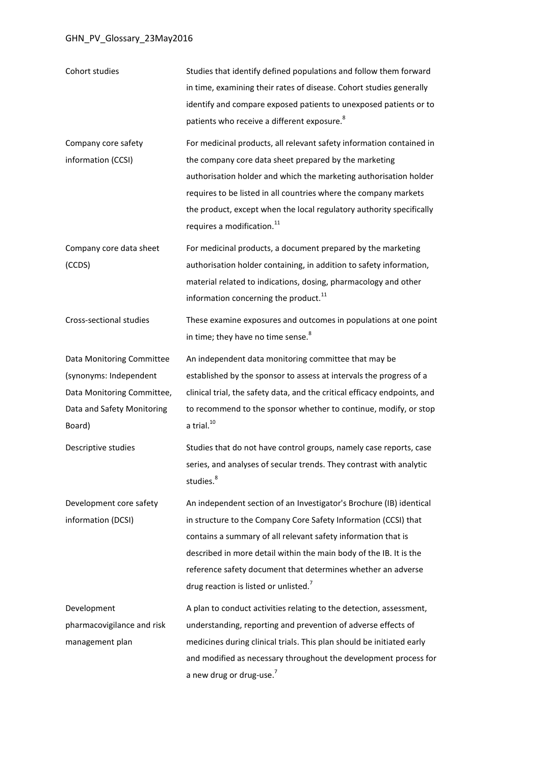| | |
|---|---|
| Cohort studies | Studies that identify defined populations and follow them forward in time, examining their rates of disease. Cohort studies generally identify and compare exposed patients to unexposed patients or to patients who receive a different exposure.[8] |
| Company core safety information (CCSI) | For medicinal products, all relevant safety information contained in the company core data sheet prepared by the marketing authorisation holder and which the marketing authorisation holder requires to be listed in all countries where the company markets the product, except when the local regulatory authority specifically requires a modification.[11] |
| Company core data sheet (CCDS) | For medicinal products, a document prepared by the marketing authorisation holder containing, in addition to safety information, material related to indications, dosing, pharmacology and other information concerning the product.[11] |
| Cross-sectional studies | These examine exposures and outcomes in populations at one point in time; they have no time sense.[8] |
| Data Monitoring Committee (synonyms: Independent Data Monitoring Committee, Data and Safety Monitoring Board) | An independent data monitoring committee that may be established by the sponsor to assess at intervals the progress of a clinical trial, the safety data, and the critical efficacy endpoints, and to recommend to the sponsor whether to continue, modify, or stop a trial.[10] |
| Descriptive studies | Studies that do not have control groups, namely case reports, case series, and analyses of secular trends. They contrast with analytic studies.[8] |
| Development core safety information (DCSI) | An independent section of an Investigator's Brochure (IB) identical in structure to the Company Core Safety Information (CCSI) that contains a summary of all relevant safety information that is described in more detail within the main body of the IB. It is the reference safety document that determines whether an adverse drug reaction is listed or unlisted.[7] |
| Development pharmacovigilance and risk management plan | A plan to conduct activities relating to the detection, assessment, understanding, reporting and prevention of adverse effects of medicines during clinical trials. This plan should be initiated early and modified as necessary throughout the development process for a new drug or drug-use.[7] |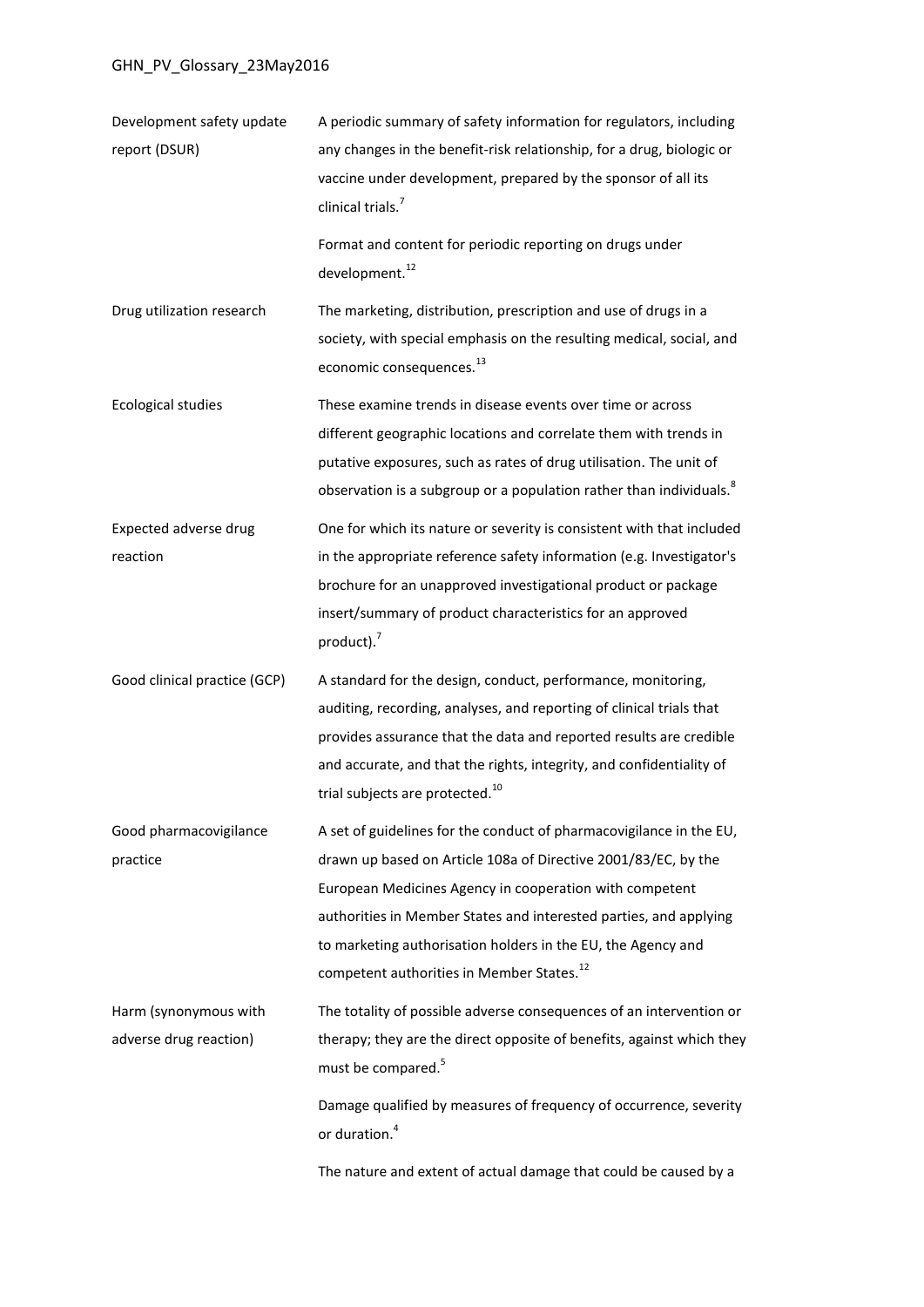| | |
|---|---|
| Development safety update report (DSUR) | A periodic summary of safety information for regulators, including any changes in the benefit-risk relationship, for a drug, biologic or vaccine under development, prepared by the sponsor of all its clinical trials.[7]<br><br>Format and content for periodic reporting on drugs under development.[12] |
| Drug utilization research | The marketing, distribution, prescription and use of drugs in a society, with special emphasis on the resulting medical, social, and economic consequences.[13] |
| Ecological studies | These examine trends in disease events over time or across different geographic locations and correlate them with trends in putative exposures, such as rates of drug utilisation. The unit of observation is a subgroup or a population rather than individuals.[8] |
| Expected adverse drug reaction | One for which its nature or severity is consistent with that included in the appropriate reference safety information (e.g. Investigator's brochure for an unapproved investigational product or package insert/summary of product characteristics for an approved product).[7] |
| Good clinical practice (GCP) | A standard for the design, conduct, performance, monitoring, auditing, recording, analyses, and reporting of clinical trials that provides assurance that the data and reported results are credible and accurate, and that the rights, integrity, and confidentiality of trial subjects are protected.[10] |
| Good pharmacovigilance practice | A set of guidelines for the conduct of pharmacovigilance in the EU, drawn up based on Article 108a of Directive 2001/83/EC, by the European Medicines Agency in cooperation with competent authorities in Member States and interested parties, and applying to marketing authorisation holders in the EU, the Agency and competent authorities in Member States.[12] |
| Harm (synonymous with adverse drug reaction) | The totality of possible adverse consequences of an intervention or therapy; they are the direct opposite of benefits, against which they must be compared.[5]<br><br>Damage qualified by measures of frequency of occurrence, severity or duration.[4]<br><br>The nature and extent of actual damage that could be caused by a |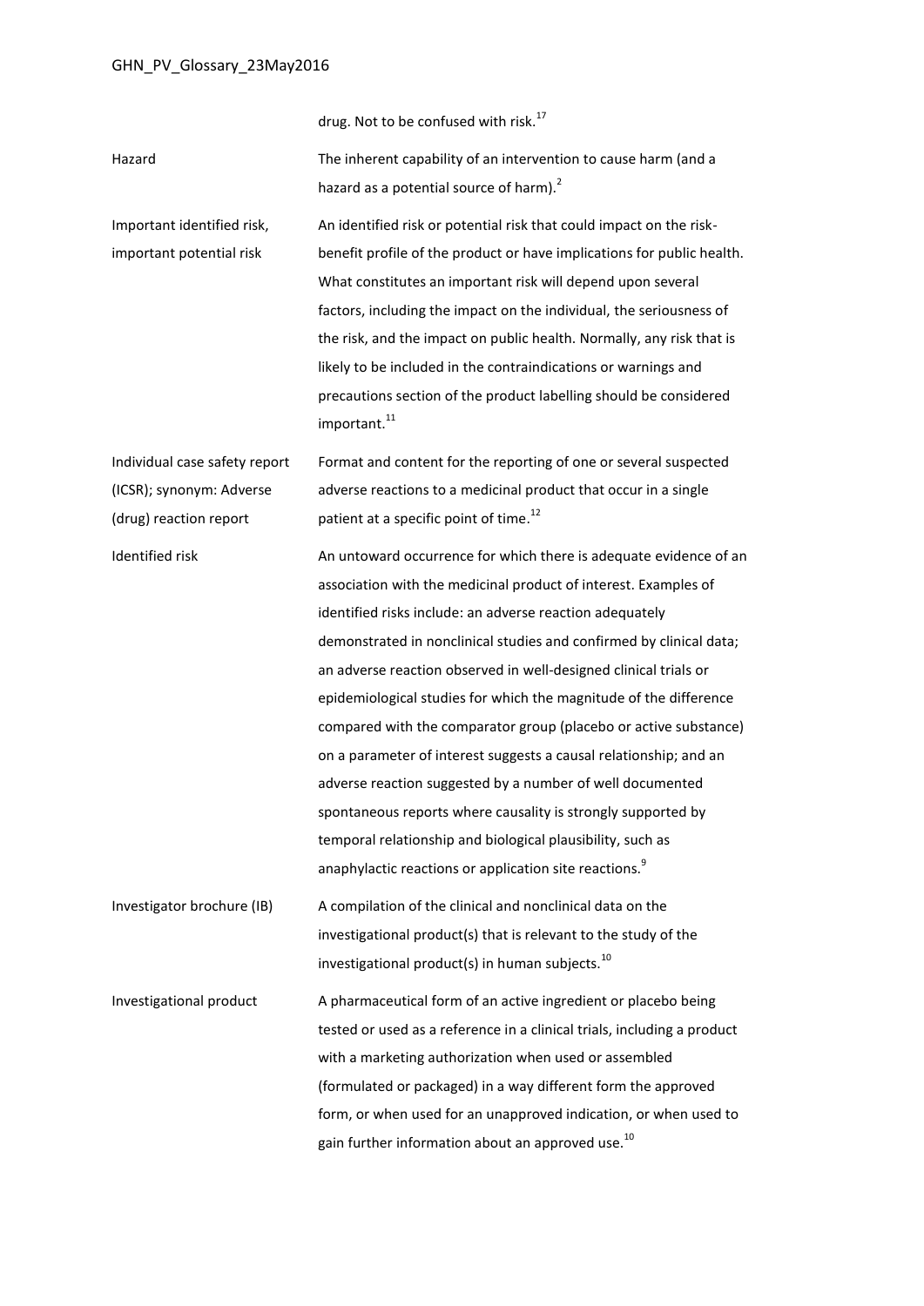| | |
|---|---|
| | drug. Not to be confused with risk.[17] |
| Hazard | The inherent capability of an intervention to cause harm (and a hazard as a potential source of harm).[2] |
| Important identified risk, important potential risk | An identified risk or potential risk that could impact on the risk-benefit profile of the product or have implications for public health. What constitutes an important risk will depend upon several factors, including the impact on the individual, the seriousness of the risk, and the impact on public health. Normally, any risk that is likely to be included in the contraindications or warnings and precautions section of the product labelling should be considered important.[11] |
| Individual case safety report (ICSR); synonym: Adverse (drug) reaction report | Format and content for the reporting of one or several suspected adverse reactions to a medicinal product that occur in a single patient at a specific point of time.[12] |
| Identified risk | An untoward occurrence for which there is adequate evidence of an association with the medicinal product of interest. Examples of identified risks include: an adverse reaction adequately demonstrated in nonclinical studies and confirmed by clinical data; an adverse reaction observed in well-designed clinical trials or epidemiological studies for which the magnitude of the difference compared with the comparator group (placebo or active substance) on a parameter of interest suggests a causal relationship; and an adverse reaction suggested by a number of well documented spontaneous reports where causality is strongly supported by temporal relationship and biological plausibility, such as anaphylactic reactions or application site reactions.[9] |
| Investigator brochure (IB) | A compilation of the clinical and nonclinical data on the investigational product(s) that is relevant to the study of the investigational product(s) in human subjects.[10] |
| Investigational product | A pharmaceutical form of an active ingredient or placebo being tested or used as a reference in a clinical trials, including a product with a marketing authorization when used or assembled (formulated or packaged) in a way different form the approved form, or when used for an unapproved indication, or when used to gain further information about an approved use.[10] |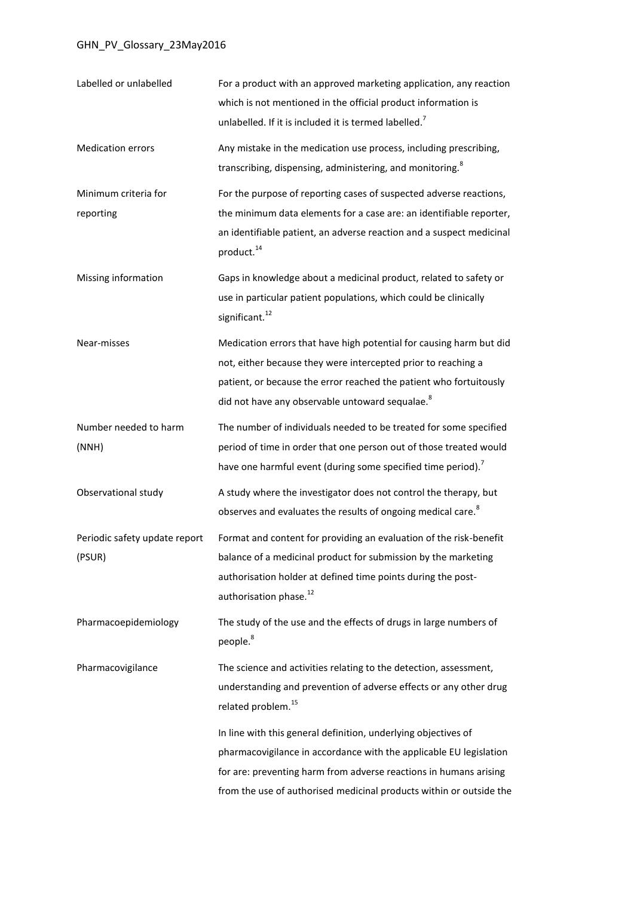| | |
|---|---|
| Labelled or unlabelled | For a product with an approved marketing application, any reaction which is not mentioned in the official product information is unlabelled. If it is included it is termed labelled.[7] |
| Medication errors | Any mistake in the medication use process, including prescribing, transcribing, dispensing, administering, and monitoring.[8] |
| Minimum criteria for reporting | For the purpose of reporting cases of suspected adverse reactions, the minimum data elements for a case are: an identifiable reporter, an identifiable patient, an adverse reaction and a suspect medicinal product.[14] |
| Missing information | Gaps in knowledge about a medicinal product, related to safety or use in particular patient populations, which could be clinically significant.[12] |
| Near-misses | Medication errors that have high potential for causing harm but did not, either because they were intercepted prior to reaching a patient, or because the error reached the patient who fortuitously did not have any observable untoward sequalae.[8] |
| Number needed to harm (NNH) | The number of individuals needed to be treated for some specified period of time in order that one person out of those treated would have one harmful event (during some specified time period).[7] |
| Observational study | A study where the investigator does not control the therapy, but observes and evaluates the results of ongoing medical care.[8] |
| Periodic safety update report (PSUR) | Format and content for providing an evaluation of the risk-benefit balance of a medicinal product for submission by the marketing authorisation holder at defined time points during the post-authorisation phase.[12] |
| Pharmacoepidemiology | The study of the use and the effects of drugs in large numbers of people.[8] |
| Pharmacovigilance | The science and activities relating to the detection, assessment, understanding and prevention of adverse effects or any other drug related problem.[15]<br><br>In line with this general definition, underlying objectives of pharmacovigilance in accordance with the applicable EU legislation for are: preventing harm from adverse reactions in humans arising from the use of authorised medicinal products within or outside the |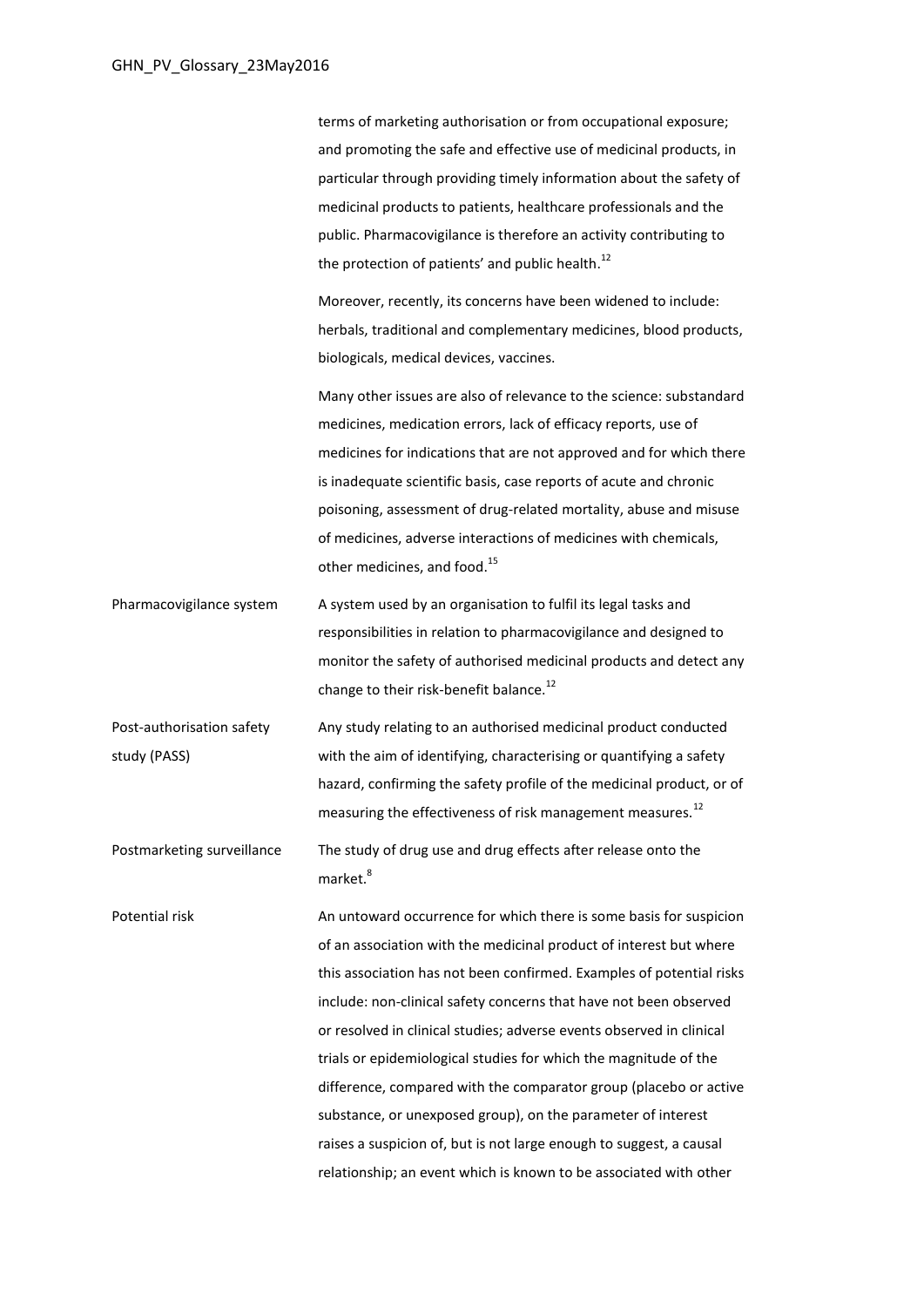| | |
|---|---|
| | terms of marketing authorisation or from occupational exposure; and promoting the safe and effective use of medicinal products, in particular through providing timely information about the safety of medicinal products to patients, healthcare professionals and the public. Pharmacovigilance is therefore an activity contributing to the protection of patients' and public health.[12]<br><br>Moreover, recently, its concerns have been widened to include: herbals, traditional and complementary medicines, blood products, biologicals, medical devices, vaccines.<br><br>Many other issues are also of relevance to the science: substandard medicines, medication errors, lack of efficacy reports, use of medicines for indications that are not approved and for which there is inadequate scientific basis, case reports of acute and chronic poisoning, assessment of drug-related mortality, abuse and misuse of medicines, adverse interactions of medicines with chemicals, other medicines, and food.[15] |
| Pharmacovigilance system | A system used by an organisation to fulfil its legal tasks and responsibilities in relation to pharmacovigilance and designed to monitor the safety of authorised medicinal products and detect any change to their risk-benefit balance.[12] |
| Post-authorisation safety study (PASS) | Any study relating to an authorised medicinal product conducted with the aim of identifying, characterising or quantifying a safety hazard, confirming the safety profile of the medicinal product, or of measuring the effectiveness of risk management measures.[12] |
| Postmarketing surveillance | The study of drug use and drug effects after release onto the market.[8] |
| Potential risk | An untoward occurrence for which there is some basis for suspicion of an association with the medicinal product of interest but where this association has not been confirmed. Examples of potential risks include: non-clinical safety concerns that have not been observed or resolved in clinical studies; adverse events observed in clinical trials or epidemiological studies for which the magnitude of the difference, compared with the comparator group (placebo or active substance, or unexposed group), on the parameter of interest raises a suspicion of, but is not large enough to suggest, a causal relationship; an event which is known to be associated with other |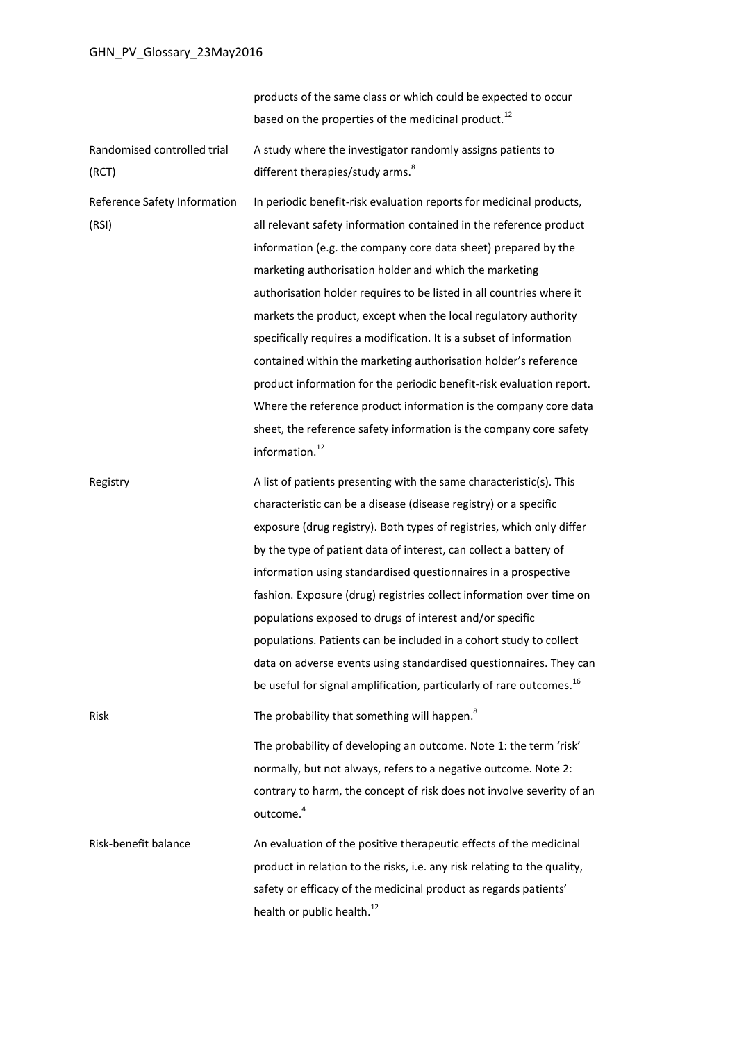| | |
|---|---|
| | products of the same class or which could be expected to occur based on the properties of the medicinal product.[12] |
| Randomised controlled trial (RCT) | A study where the investigator randomly assigns patients to different therapies/study arms.[8] |
| Reference Safety Information (RSI) | In periodic benefit-risk evaluation reports for medicinal products, all relevant safety information contained in the reference product information (e.g. the company core data sheet) prepared by the marketing authorisation holder and which the marketing authorisation holder requires to be listed in all countries where it markets the product, except when the local regulatory authority specifically requires a modification. It is a subset of information contained within the marketing authorisation holder's reference product information for the periodic benefit-risk evaluation report. Where the reference product information is the company core data sheet, the reference safety information is the company core safety information.[12] |
| Registry | A list of patients presenting with the same characteristic(s). This characteristic can be a disease (disease registry) or a specific exposure (drug registry). Both types of registries, which only differ by the type of patient data of interest, can collect a battery of information using standardised questionnaires in a prospective fashion. Exposure (drug) registries collect information over time on populations exposed to drugs of interest and/or specific populations. Patients can be included in a cohort study to collect data on adverse events using standardised questionnaires. They can be useful for signal amplification, particularly of rare outcomes.[16] |
| Risk | The probability that something will happen.[8]<br><br>The probability of developing an outcome. Note 1: the term 'risk' normally, but not always, refers to a negative outcome. Note 2: contrary to harm, the concept of risk does not involve severity of an outcome.[4] |
| Risk-benefit balance | An evaluation of the positive therapeutic effects of the medicinal product in relation to the risks, i.e. any risk relating to the quality, safety or efficacy of the medicinal product as regards patients' health or public health.[12] |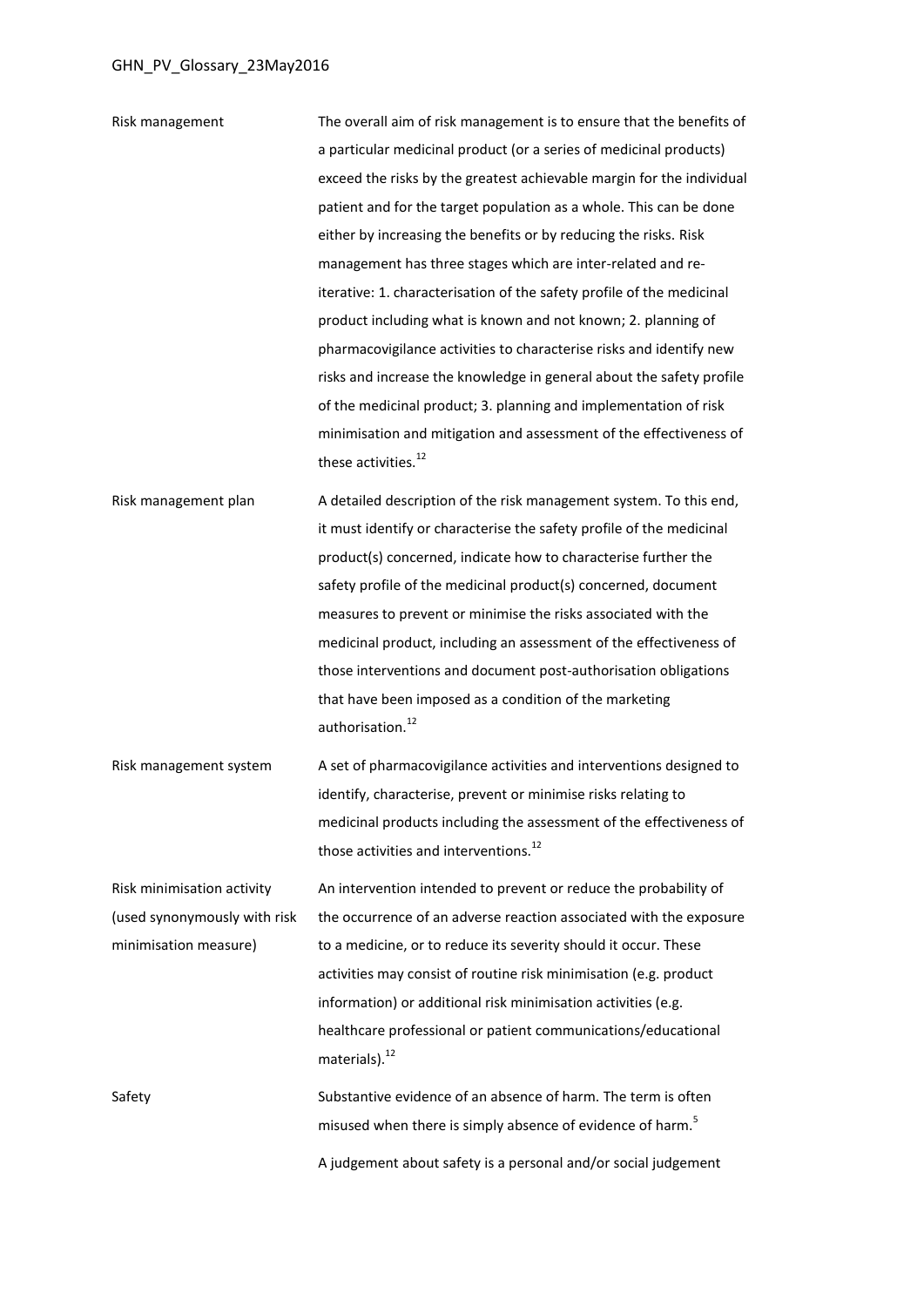| | |
|---|---|
| Risk management | The overall aim of risk management is to ensure that the benefits of a particular medicinal product (or a series of medicinal products) exceed the risks by the greatest achievable margin for the individual patient and for the target population as a whole. This can be done either by increasing the benefits or by reducing the risks. Risk management has three stages which are inter-related and re-iterative: 1. characterisation of the safety profile of the medicinal product including what is known and not known; 2. planning of pharmacovigilance activities to characterise risks and identify new risks and increase the knowledge in general about the safety profile of the medicinal product; 3. planning and implementation of risk minimisation and mitigation and assessment of the effectiveness of these activities.[12] |
| Risk management plan | A detailed description of the risk management system. To this end, it must identify or characterise the safety profile of the medicinal product(s) concerned, indicate how to characterise further the safety profile of the medicinal product(s) concerned, document measures to prevent or minimise the risks associated with the medicinal product, including an assessment of the effectiveness of those interventions and document post-authorisation obligations that have been imposed as a condition of the marketing authorisation.[12] |
| Risk management system | A set of pharmacovigilance activities and interventions designed to identify, characterise, prevent or minimise risks relating to medicinal products including the assessment of the effectiveness of those activities and interventions.[12] |
| Risk minimisation activity (used synonymously with risk minimisation measure) | An intervention intended to prevent or reduce the probability of the occurrence of an adverse reaction associated with the exposure to a medicine, or to reduce its severity should it occur. These activities may consist of routine risk minimisation (e.g. product information) or additional risk minimisation activities (e.g. healthcare professional or patient communications/educational materials).[12] |
| Safety | Substantive evidence of an absence of harm. The term is often misused when there is simply absence of evidence of harm.[5]<br><br>A judgement about safety is a personal and/or social judgement |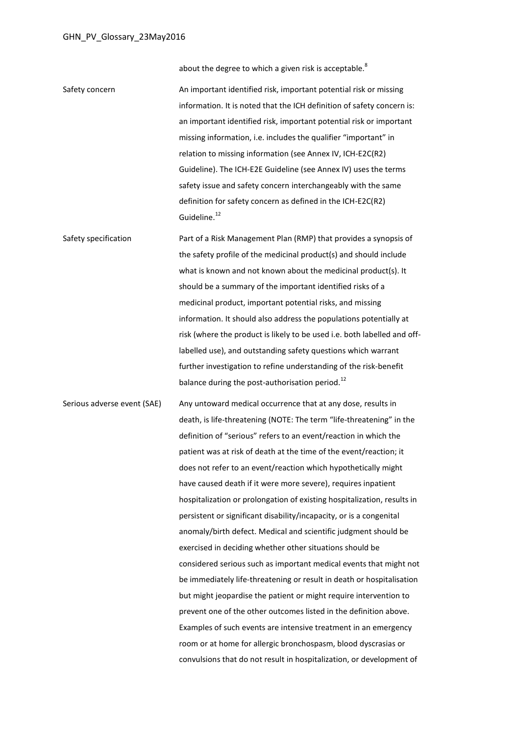about the degree to which a given risk is acceptable.[8]

| | |
|---|---|
| Safety concern | An important identified risk, important potential risk or missing information. It is noted that the ICH definition of safety concern is: an important identified risk, important potential risk or important missing information, i.e. includes the qualifier "important" in relation to missing information (see Annex IV, ICH-E2C(R2) Guideline). The ICH-E2E Guideline (see Annex IV) uses the terms safety issue and safety concern interchangeably with the same definition for safety concern as defined in the ICH-E2C(R2) Guideline.[12] |
| Safety specification | Part of a Risk Management Plan (RMP) that provides a synopsis of the safety profile of the medicinal product(s) and should include what is known and not known about the medicinal product(s). It should be a summary of the important identified risks of a medicinal product, important potential risks, and missing information. It should also address the populations potentially at risk (where the product is likely to be used i.e. both labelled and off-labelled use), and outstanding safety questions which warrant further investigation to refine understanding of the risk-benefit balance during the post-authorisation period.[12] |
| Serious adverse event (SAE) | Any untoward medical occurrence that at any dose, results in death, is life-threatening (NOTE: The term "life-threatening" in the definition of "serious" refers to an event/reaction in which the patient was at risk of death at the time of the event/reaction; it does not refer to an event/reaction which hypothetically might have caused death if it were more severe), requires inpatient hospitalization or prolongation of existing hospitalization, results in persistent or significant disability/incapacity, or is a congenital anomaly/birth defect. Medical and scientific judgment should be exercised in deciding whether other situations should be considered serious such as important medical events that might not be immediately life-threatening or result in death or hospitalisation but might jeopardise the patient or might require intervention to prevent one of the other outcomes listed in the definition above. Examples of such events are intensive treatment in an emergency room or at home for allergic bronchospasm, blood dyscrasias or convulsions that do not result in hospitalization, or development of |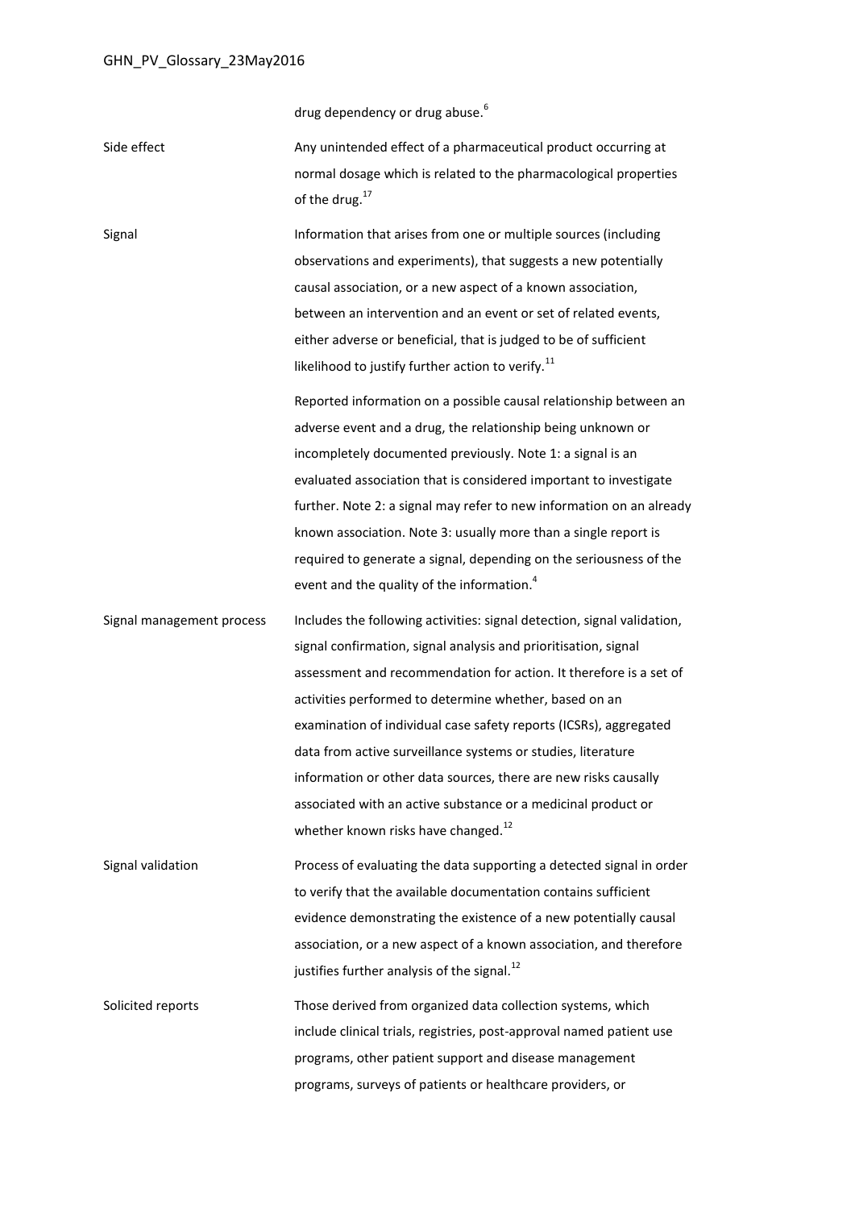drug dependency or drug abuse.[6]

| | |
|---|---|
| Side effect | Any unintended effect of a pharmaceutical product occurring at normal dosage which is related to the pharmacological properties of the drug.[17] |
| Signal | Information that arises from one or multiple sources (including observations and experiments), that suggests a new potentially causal association, or a new aspect of a known association, between an intervention and an event or set of related events, either adverse or beneficial, that is judged to be of sufficient likelihood to justify further action to verify.[11]<br><br>Reported information on a possible causal relationship between an adverse event and a drug, the relationship being unknown or incompletely documented previously. Note 1: a signal is an evaluated association that is considered important to investigate further. Note 2: a signal may refer to new information on an already known association. Note 3: usually more than a single report is required to generate a signal, depending on the seriousness of the event and the quality of the information.[4] |
| Signal management process | Includes the following activities: signal detection, signal validation, signal confirmation, signal analysis and prioritisation, signal assessment and recommendation for action. It therefore is a set of activities performed to determine whether, based on an examination of individual case safety reports (ICSRs), aggregated data from active surveillance systems or studies, literature information or other data sources, there are new risks causally associated with an active substance or a medicinal product or whether known risks have changed.[12] |
| Signal validation | Process of evaluating the data supporting a detected signal in order to verify that the available documentation contains sufficient evidence demonstrating the existence of a new potentially causal association, or a new aspect of a known association, and therefore justifies further analysis of the signal.[12] |
| Solicited reports | Those derived from organized data collection systems, which include clinical trials, registries, post-approval named patient use programs, other patient support and disease management programs, surveys of patients or healthcare providers, or |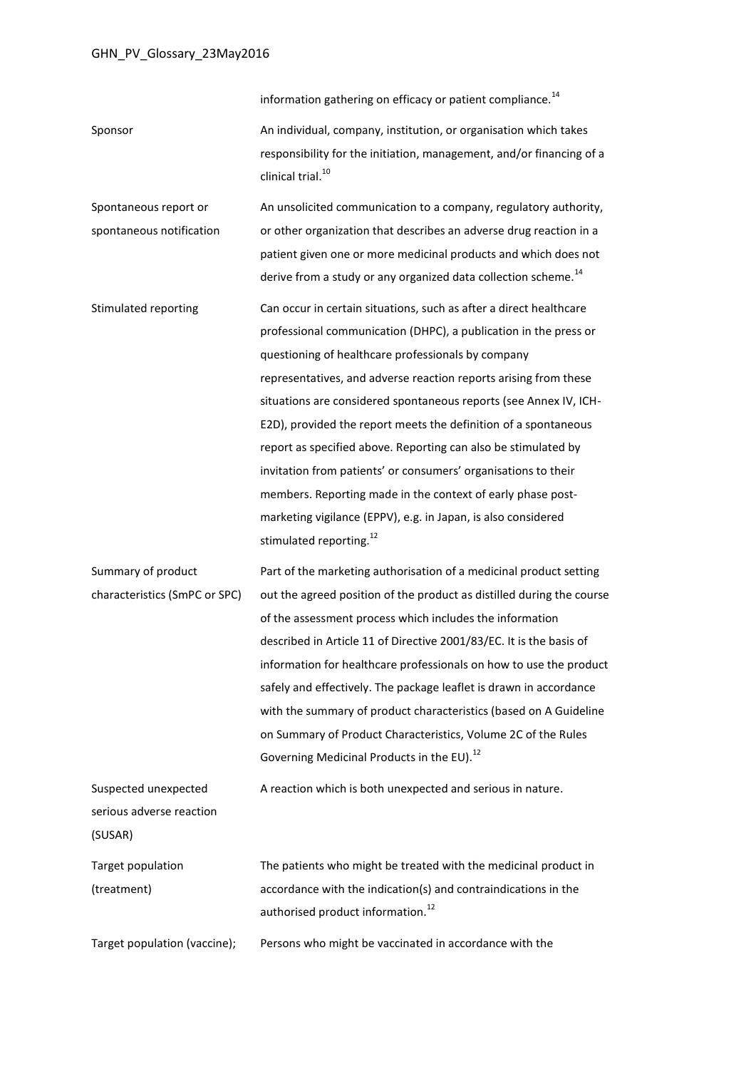| | |
|---|---|
| | information gathering on efficacy or patient compliance.[14] |
| Sponsor | An individual, company, institution, or organisation which takes responsibility for the initiation, management, and/or financing of a clinical trial.[10] |
| Spontaneous report or spontaneous notification | An unsolicited communication to a company, regulatory authority, or other organization that describes an adverse drug reaction in a patient given one or more medicinal products and which does not derive from a study or any organized data collection scheme.[14] |
| Stimulated reporting | Can occur in certain situations, such as after a direct healthcare professional communication (DHPC), a publication in the press or questioning of healthcare professionals by company representatives, and adverse reaction reports arising from these situations are considered spontaneous reports (see Annex IV, ICH-E2D), provided the report meets the definition of a spontaneous report as specified above. Reporting can also be stimulated by invitation from patients' or consumers' organisations to their members. Reporting made in the context of early phase post-marketing vigilance (EPPV), e.g. in Japan, is also considered stimulated reporting.[12] |
| Summary of product characteristics (SmPC or SPC) | Part of the marketing authorisation of a medicinal product setting out the agreed position of the product as distilled during the course of the assessment process which includes the information described in Article 11 of Directive 2001/83/EC. It is the basis of information for healthcare professionals on how to use the product safely and effectively. The package leaflet is drawn in accordance with the summary of product characteristics (based on A Guideline on Summary of Product Characteristics, Volume 2C of the Rules Governing Medicinal Products in the EU).[12] |
| Suspected unexpected serious adverse reaction (SUSAR) | A reaction which is both unexpected and serious in nature. |
| Target population (treatment) | The patients who might be treated with the medicinal product in accordance with the indication(s) and contraindications in the authorised product information.[12] |
| Target population (vaccine); | Persons who might be vaccinated in accordance with the |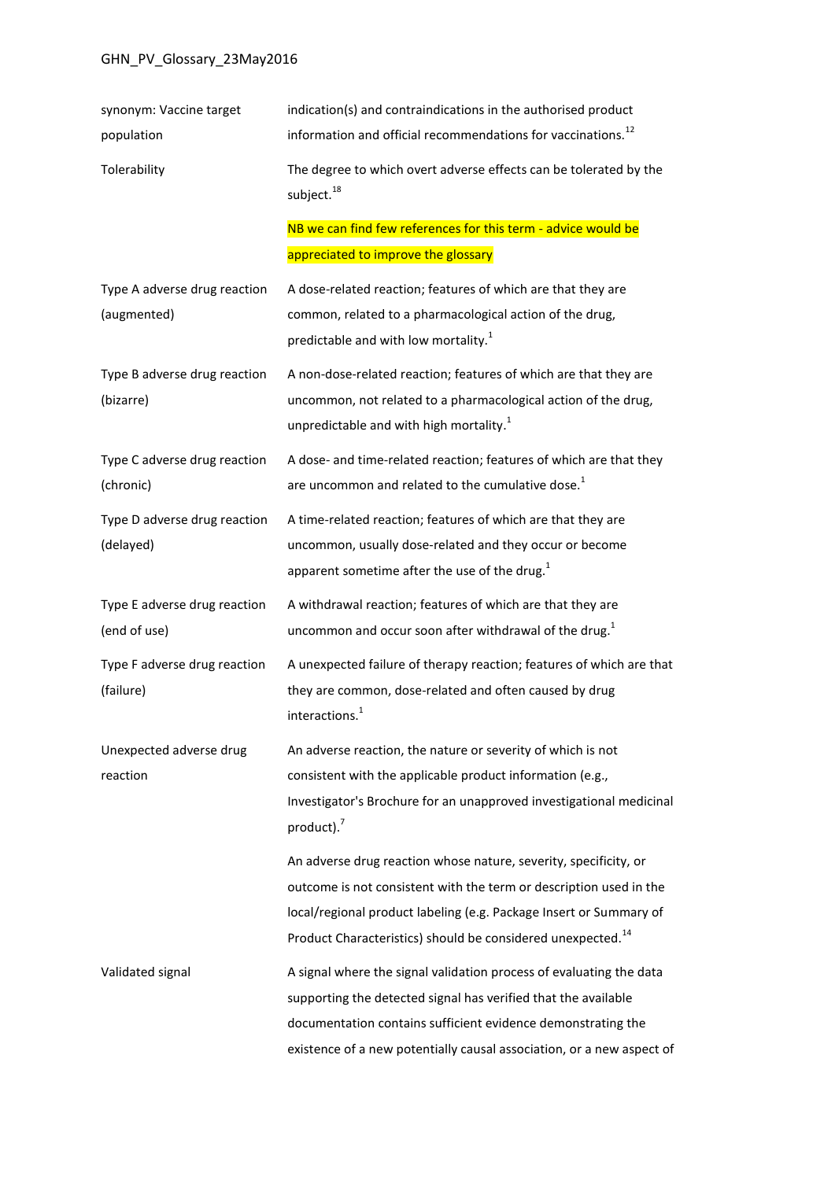| | |
|---|---|
| synonym: Vaccine target population | indication(s) and contraindications in the authorised product information and official recommendations for vaccinations.[12] |
| Tolerability | The degree to which overt adverse effects can be tolerated by the subject.[18] <br><br> NB we can find few references for this term - advice would be appreciated to improve the glossary |
| Type A adverse drug reaction (augmented) | A dose-related reaction; features of which are that they are common, related to a pharmacological action of the drug, predictable and with low mortality.[1] |
| Type B adverse drug reaction (bizarre) | A non-dose-related reaction; features of which are that they are uncommon, not related to a pharmacological action of the drug, unpredictable and with high mortality.[1] |
| Type C adverse drug reaction (chronic) | A dose- and time-related reaction; features of which are that they are uncommon and related to the cumulative dose.[1] |
| Type D adverse drug reaction (delayed) | A time-related reaction; features of which are that they are uncommon, usually dose-related and they occur or become apparent sometime after the use of the drug.[1] |
| Type E adverse drug reaction (end of use) | A withdrawal reaction; features of which are that they are uncommon and occur soon after withdrawal of the drug.[1] |
| Type F adverse drug reaction (failure) | A unexpected failure of therapy reaction; features of which are that they are common, dose-related and often caused by drug interactions.[1] |
| Unexpected adverse drug reaction | An adverse reaction, the nature or severity of which is not consistent with the applicable product information (e.g., Investigator's Brochure for an unapproved investigational medicinal product).[7] <br><br> An adverse drug reaction whose nature, severity, specificity, or outcome is not consistent with the term or description used in the local/regional product labeling (e.g. Package Insert or Summary of Product Characteristics) should be considered unexpected.[14] |
| Validated signal | A signal where the signal validation process of evaluating the data supporting the detected signal has verified that the available documentation contains sufficient evidence demonstrating the existence of a new potentially causal association, or a new aspect of |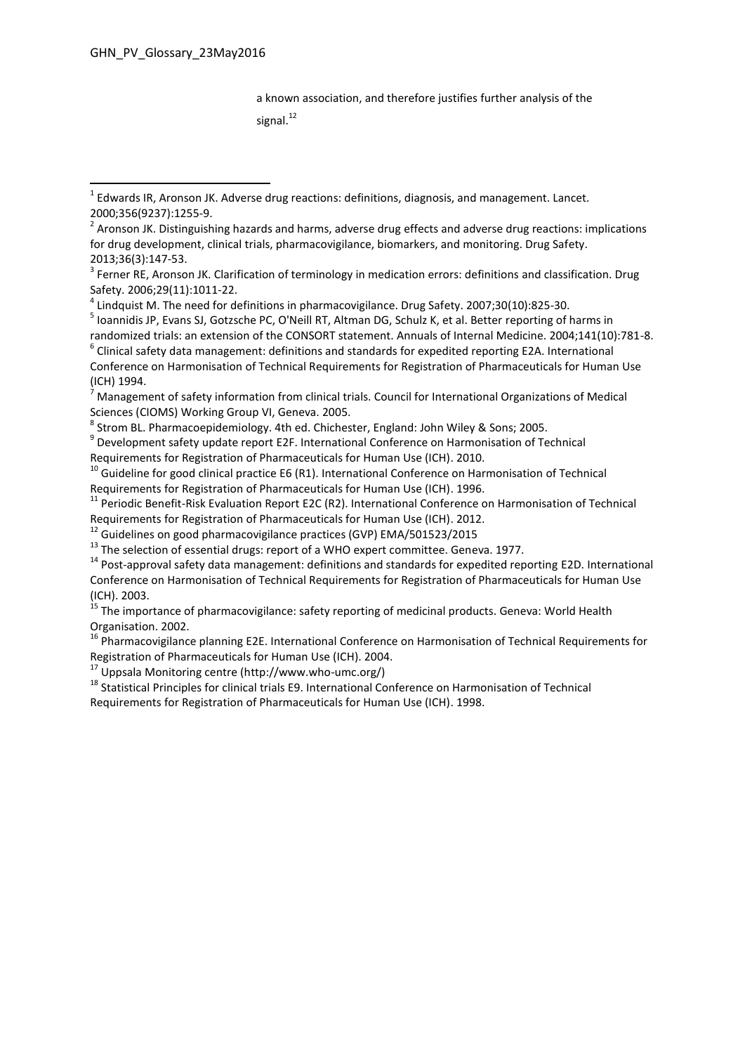a known association, and therefore justifies further analysis of the signal.[12]

---

[1] Edwards IR, Aronson JK. Adverse drug reactions: definitions, diagnosis, and management. Lancet. 2000;356(9237):1255-9.

[2] Aronson JK. Distinguishing hazards and harms, adverse drug effects and adverse drug reactions: implications for drug development, clinical trials, pharmacovigilance, biomarkers, and monitoring. Drug Safety. 2013;36(3):147-53.

[3] Ferner RE, Aronson JK. Clarification of terminology in medication errors: definitions and classification. Drug Safety. 2006;29(11):1011-22.

[4] Lindquist M. The need for definitions in pharmacovigilance. Drug Safety. 2007;30(10):825-30.

[5] Ioannidis JP, Evans SJ, Gotzsche PC, O'Neill RT, Altman DG, Schulz K, et al. Better reporting of harms in randomized trials: an extension of the CONSORT statement. Annuals of Internal Medicine. 2004;141(10):781-8.

[6] Clinical safety data management: definitions and standards for expedited reporting E2A. International Conference on Harmonisation of Technical Requirements for Registration of Pharmaceuticals for Human Use (ICH) 1994.

[7] Management of safety information from clinical trials. Council for International Organizations of Medical Sciences (CIOMS) Working Group VI, Geneva. 2005.

[8] Strom BL. Pharmacoepidemiology. 4th ed. Chichester, England: John Wiley & Sons; 2005.

[9] Development safety update report E2F. International Conference on Harmonisation of Technical Requirements for Registration of Pharmaceuticals for Human Use (ICH). 2010.

[10] Guideline for good clinical practice E6 (R1). International Conference on Harmonisation of Technical Requirements for Registration of Pharmaceuticals for Human Use (ICH). 1996.

[11] Periodic Benefit-Risk Evaluation Report E2C (R2). International Conference on Harmonisation of Technical Requirements for Registration of Pharmaceuticals for Human Use (ICH). 2012.

[12] Guidelines on good pharmacovigilance practices (GVP) EMA/501523/2015

[13] The selection of essential drugs: report of a WHO expert committee. Geneva. 1977.

[14] Post-approval safety data management: definitions and standards for expedited reporting E2D. International Conference on Harmonisation of Technical Requirements for Registration of Pharmaceuticals for Human Use (ICH). 2003.

[15] The importance of pharmacovigilance: safety reporting of medicinal products. Geneva: World Health Organisation. 2002.

[16] Pharmacovigilance planning E2E. International Conference on Harmonisation of Technical Requirements for Registration of Pharmaceuticals for Human Use (ICH). 2004.

[17] Uppsala Monitoring centre (http://www.who-umc.org/)

[18] Statistical Principles for clinical trials E9. International Conference on Harmonisation of Technical Requirements for Registration of Pharmaceuticals for Human Use (ICH). 1998.